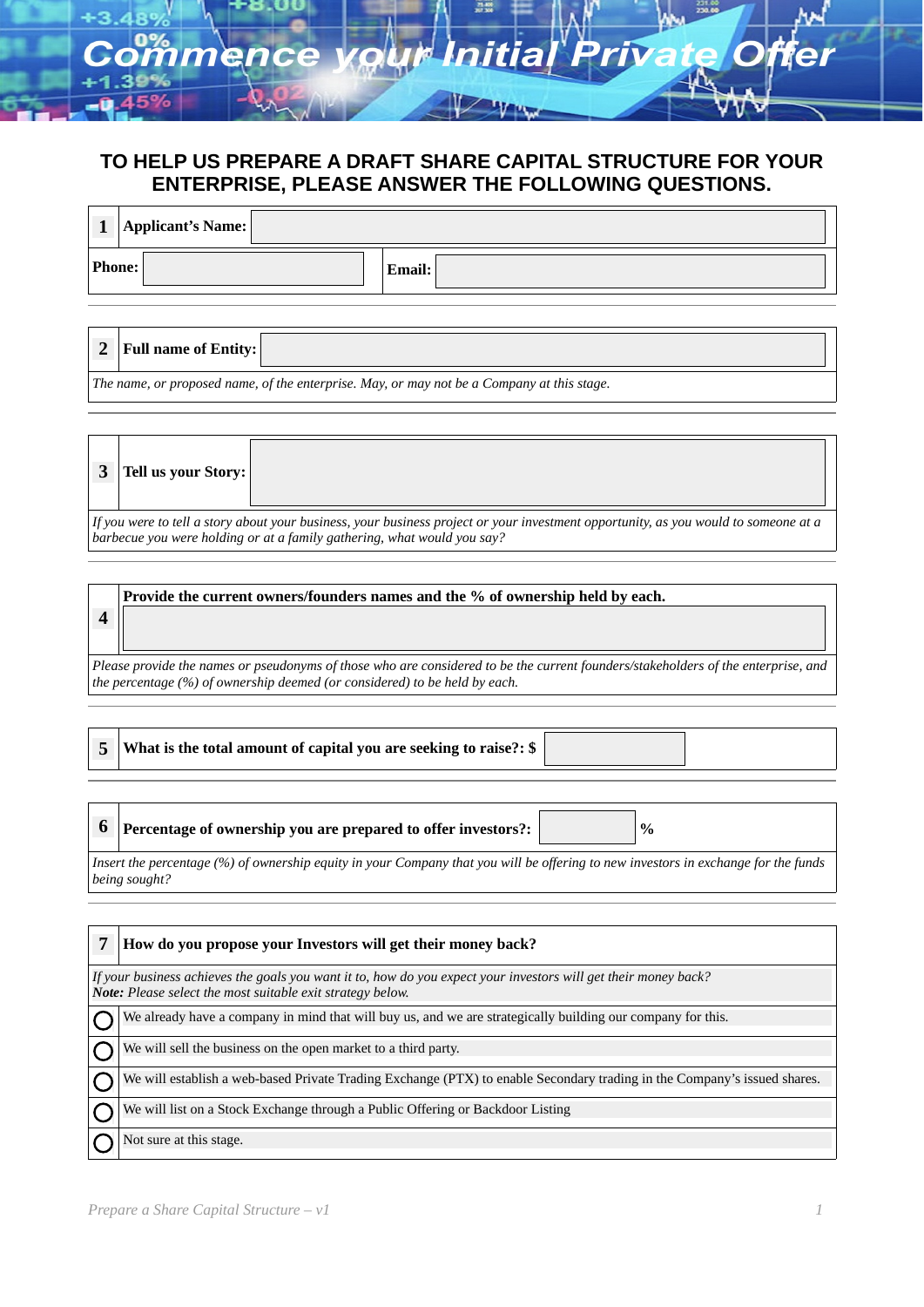# Commence your Initial Private Offer

## TO HELP US PREPARE A DRAFT SHARE CAPITAL STRUCTURE FOR YOUR ENTERPRISE, PLEASE ANSWER THE FOLLOWING QUESTIONS.

**1 Applicant's Name:**

**Phone:**

**Email:**

---

**2 Full name of Entity:**

*The name, or proposed name, of the enterprise. May, or may not be a Company at this stage.*

---

**3 Tell us your Story:**

*If you were to tell a story about your business, your business project or your investment opportunity, as you would to someone at a barbecue you were holding or at a family gathering, what would you say?*

---

**4 Provide the current owners/founders names and the % of ownership held by each.**

*Please provide the names or pseudonyms of those who are considered to be the current founders/stakeholders of the enterprise, and the percentage (%) of ownership deemed (or considered) to be held by each.*

---

**5 What is the total amount of capital you are seeking to raise?: $**

---

**6 Percentage of ownership you are prepared to offer investors?: %**

*Insert the percentage (%) of ownership equity in your Company that you will be offering to new investors in exchange for the funds being sought?*

---

**7 How do you propose your Investors will get their money back?**

*If your business achieves the goals you want it to, how do you expect your investors will get their money back?*
***Note:*** *Please select the most suitable exit strategy below.*

- ◯ We already have a company in mind that will buy us, and we are strategically building our company for this.
- ◯ We will sell the business on the open market to a third party.
- ◯ We will establish a web-based Private Trading Exchange (PTX) to enable Secondary trading in the Company's issued shares.
- ◯ We will list on a Stock Exchange through a Public Offering or Backdoor Listing
- ◯ Not sure at this stage.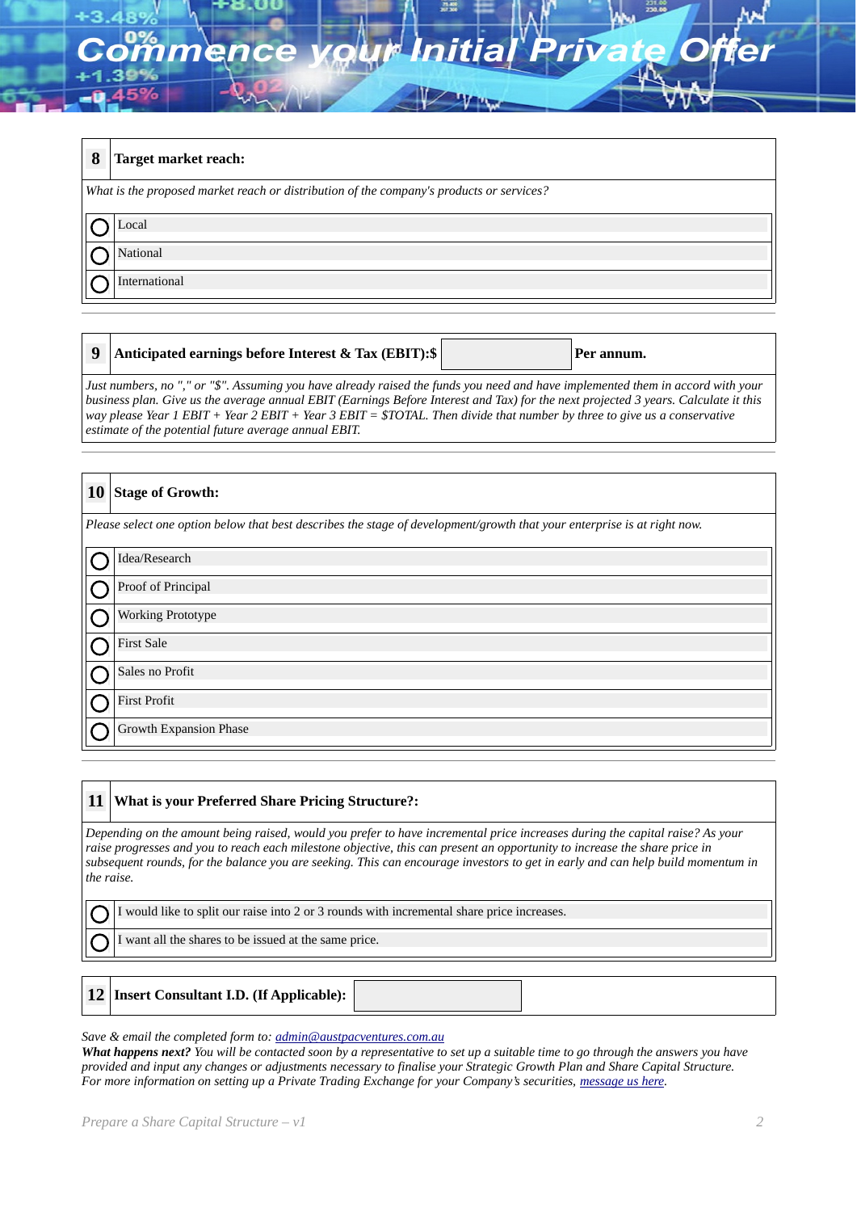# Commence your Initial Private Offer

**8 Target market reach:**

*What is the proposed market reach or distribution of the company's products or services?*

- ◯ Local
- ◯ National
- ◯ International

---

**9 Anticipated earnings before Interest & Tax (EBIT):$** ________ **Per annum.**

*Just numbers, no "," or "$". Assuming you have already raised the funds you need and have implemented them in accord with your business plan. Give us the average annual EBIT (Earnings Before Interest and Tax) for the next projected 3 years. Calculate it this way please Year 1 EBIT + Year 2 EBIT + Year 3 EBIT = $TOTAL. Then divide that number by three to give us a conservative estimate of the potential future average annual EBIT.*

---

**10 Stage of Growth:**

*Please select one option below that best describes the stage of development/growth that your enterprise is at right now.*

- ◯ Idea/Research
- ◯ Proof of Principal
- ◯ Working Prototype
- ◯ First Sale
- ◯ Sales no Profit
- ◯ First Profit
- ◯ Growth Expansion Phase

---

**11 What is your Preferred Share Pricing Structure?:**

*Depending on the amount being raised, would you prefer to have incremental price increases during the capital raise? As your raise progresses and you to reach each milestone objective, this can present an opportunity to increase the share price in subsequent rounds, for the balance you are seeking. This can encourage investors to get in early and can help build momentum in the raise.*

- ◯ I would like to split our raise into 2 or 3 rounds with incremental share price increases.
- ◯ I want all the shares to be issued at the same price.

**12 Insert Consultant I.D. (If Applicable):** ________

*Save & email the completed form to: admin@austpacventures.com.au*
***What happens next?*** *You will be contacted soon by a representative to set up a suitable time to go through the answers you have provided and input any changes or adjustments necessary to finalise your Strategic Growth Plan and Share Capital Structure.*
*For more information on setting up a Private Trading Exchange for your Company's securities, message us here.*